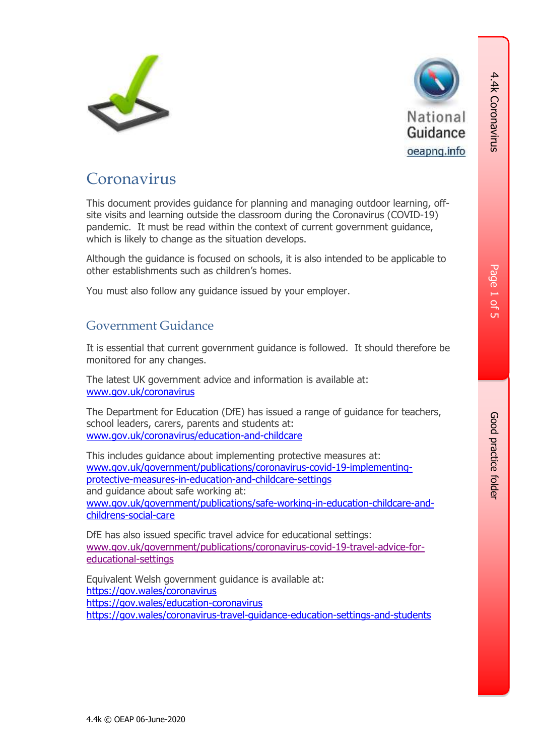# Coronavirus

This document provides guidance for planning and managing outdoor learning, off-site visits and learning outside the classroom during the Coronavirus (COVID-19) pandemic. It must be read within the context of current government guidance, which is likely to change as the situation develops.

Although the guidance is focused on schools, it is also intended to be applicable to other establishments such as children's homes.

You must also follow any guidance issued by your employer.

## Government Guidance

It is essential that current government guidance is followed. It should therefore be monitored for any changes.

The latest UK government advice and information is available at:
www.gov.uk/coronavirus

The Department for Education (DfE) has issued a range of guidance for teachers, school leaders, carers, parents and students at:
www.gov.uk/coronavirus/education-and-childcare

This includes guidance about implementing protective measures at:
www.gov.uk/government/publications/coronavirus-covid-19-implementing-protective-measures-in-education-and-childcare-settings
and guidance about safe working at:
www.gov.uk/government/publications/safe-working-in-education-childcare-and-childrens-social-care

DfE has also issued specific travel advice for educational settings:
www.gov.uk/government/publications/coronavirus-covid-19-travel-advice-for-educational-settings

Equivalent Welsh government guidance is available at:
https://gov.wales/coronavirus
https://gov.wales/education-coronavirus
https://gov.wales/coronavirus-travel-guidance-education-settings-and-students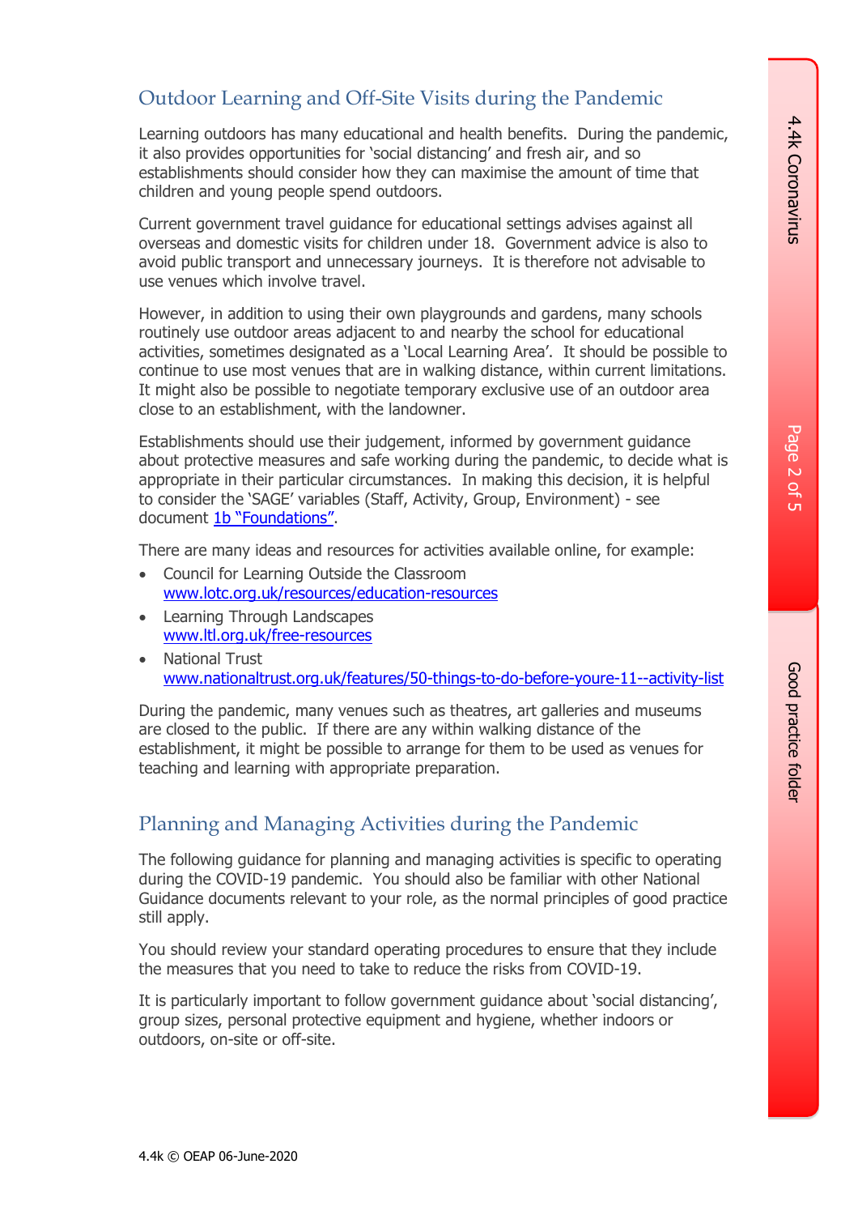## Outdoor Learning and Off-Site Visits during the Pandemic

Learning outdoors has many educational and health benefits. During the pandemic, it also provides opportunities for 'social distancing' and fresh air, and so establishments should consider how they can maximise the amount of time that children and young people spend outdoors.

Current government travel guidance for educational settings advises against all overseas and domestic visits for children under 18. Government advice is also to avoid public transport and unnecessary journeys. It is therefore not advisable to use venues which involve travel.

However, in addition to using their own playgrounds and gardens, many schools routinely use outdoor areas adjacent to and nearby the school for educational activities, sometimes designated as a 'Local Learning Area'. It should be possible to continue to use most venues that are in walking distance, within current limitations. It might also be possible to negotiate temporary exclusive use of an outdoor area close to an establishment, with the landowner.

Establishments should use their judgement, informed by government guidance about protective measures and safe working during the pandemic, to decide what is appropriate in their particular circumstances. In making this decision, it is helpful to consider the 'SAGE' variables (Staff, Activity, Group, Environment) - see document 1b "Foundations".

There are many ideas and resources for activities available online, for example:

- Council for Learning Outside the Classroom
  www.lotc.org.uk/resources/education-resources
- Learning Through Landscapes
  www.ltl.org.uk/free-resources
- National Trust
  www.nationaltrust.org.uk/features/50-things-to-do-before-youre-11--activity-list

During the pandemic, many venues such as theatres, art galleries and museums are closed to the public. If there are any within walking distance of the establishment, it might be possible to arrange for them to be used as venues for teaching and learning with appropriate preparation.

## Planning and Managing Activities during the Pandemic

The following guidance for planning and managing activities is specific to operating during the COVID-19 pandemic. You should also be familiar with other National Guidance documents relevant to your role, as the normal principles of good practice still apply.

You should review your standard operating procedures to ensure that they include the measures that you need to take to reduce the risks from COVID-19.

It is particularly important to follow government guidance about 'social distancing', group sizes, personal protective equipment and hygiene, whether indoors or outdoors, on-site or off-site.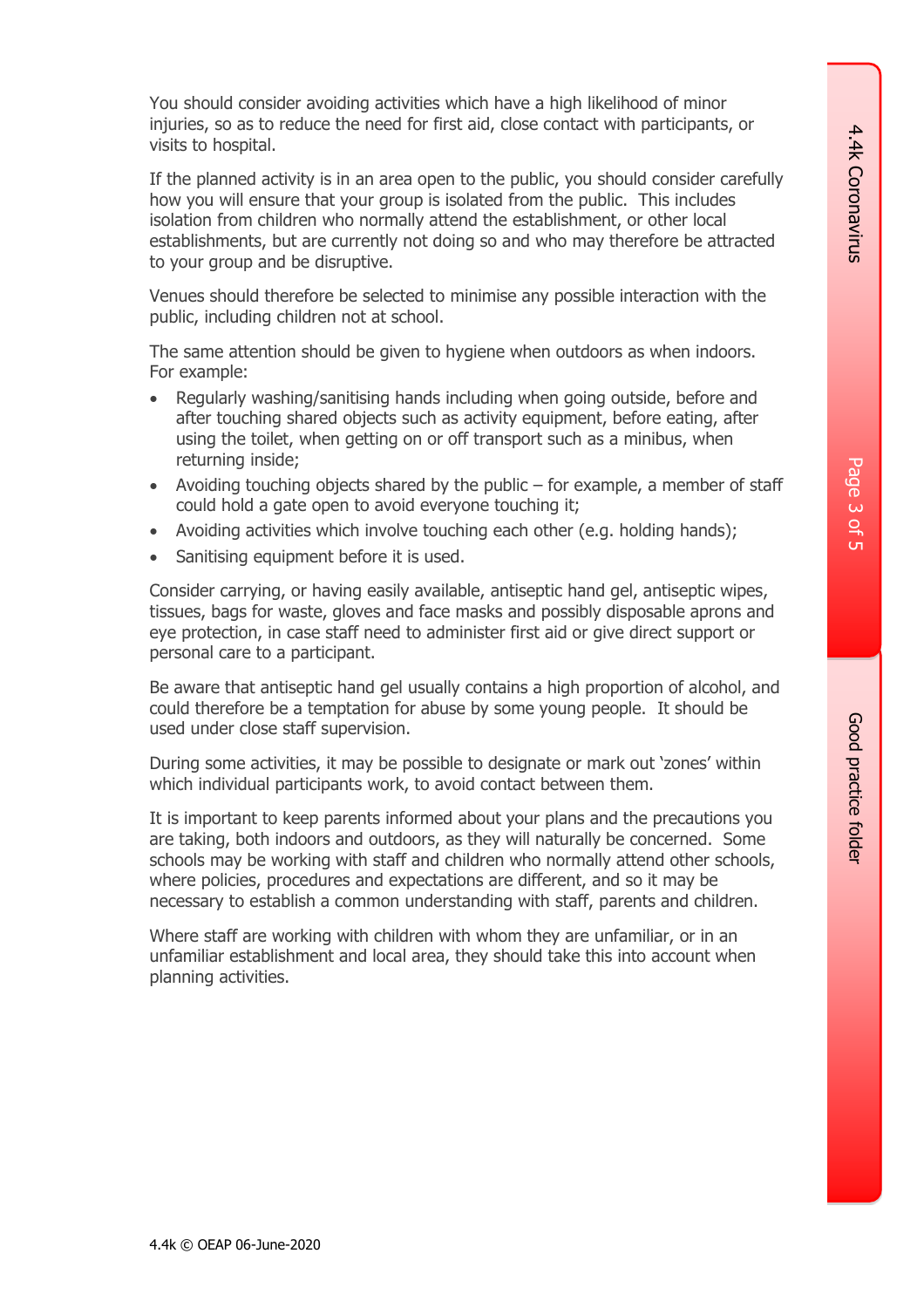You should consider avoiding activities which have a high likelihood of minor injuries, so as to reduce the need for first aid, close contact with participants, or visits to hospital.

If the planned activity is in an area open to the public, you should consider carefully how you will ensure that your group is isolated from the public. This includes isolation from children who normally attend the establishment, or other local establishments, but are currently not doing so and who may therefore be attracted to your group and be disruptive.

Venues should therefore be selected to minimise any possible interaction with the public, including children not at school.

The same attention should be given to hygiene when outdoors as when indoors. For example:

- Regularly washing/sanitising hands including when going outside, before and after touching shared objects such as activity equipment, before eating, after using the toilet, when getting on or off transport such as a minibus, when returning inside;
- Avoiding touching objects shared by the public – for example, a member of staff could hold a gate open to avoid everyone touching it;
- Avoiding activities which involve touching each other (e.g. holding hands);
- Sanitising equipment before it is used.

Consider carrying, or having easily available, antiseptic hand gel, antiseptic wipes, tissues, bags for waste, gloves and face masks and possibly disposable aprons and eye protection, in case staff need to administer first aid or give direct support or personal care to a participant.

Be aware that antiseptic hand gel usually contains a high proportion of alcohol, and could therefore be a temptation for abuse by some young people. It should be used under close staff supervision.

During some activities, it may be possible to designate or mark out 'zones' within which individual participants work, to avoid contact between them.

It is important to keep parents informed about your plans and the precautions you are taking, both indoors and outdoors, as they will naturally be concerned. Some schools may be working with staff and children who normally attend other schools, where policies, procedures and expectations are different, and so it may be necessary to establish a common understanding with staff, parents and children.

Where staff are working with children with whom they are unfamiliar, or in an unfamiliar establishment and local area, they should take this into account when planning activities.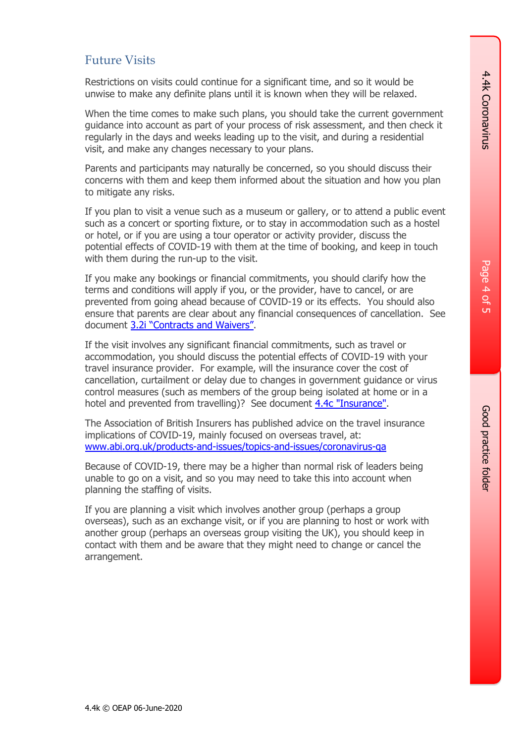## Future Visits

Restrictions on visits could continue for a significant time, and so it would be unwise to make any definite plans until it is known when they will be relaxed.

When the time comes to make such plans, you should take the current government guidance into account as part of your process of risk assessment, and then check it regularly in the days and weeks leading up to the visit, and during a residential visit, and make any changes necessary to your plans.

Parents and participants may naturally be concerned, so you should discuss their concerns with them and keep them informed about the situation and how you plan to mitigate any risks.

If you plan to visit a venue such as a museum or gallery, or to attend a public event such as a concert or sporting fixture, or to stay in accommodation such as a hostel or hotel, or if you are using a tour operator or activity provider, discuss the potential effects of COVID-19 with them at the time of booking, and keep in touch with them during the run-up to the visit.

If you make any bookings or financial commitments, you should clarify how the terms and conditions will apply if you, or the provider, have to cancel, or are prevented from going ahead because of COVID-19 or its effects. You should also ensure that parents are clear about any financial consequences of cancellation. See document 3.2i "Contracts and Waivers".

If the visit involves any significant financial commitments, such as travel or accommodation, you should discuss the potential effects of COVID-19 with your travel insurance provider. For example, will the insurance cover the cost of cancellation, curtailment or delay due to changes in government guidance or virus control measures (such as members of the group being isolated at home or in a hotel and prevented from travelling)? See document 4.4c "Insurance".

The Association of British Insurers has published advice on the travel insurance implications of COVID-19, mainly focused on overseas travel, at: www.abi.org.uk/products-and-issues/topics-and-issues/coronavirus-qa

Because of COVID-19, there may be a higher than normal risk of leaders being unable to go on a visit, and so you may need to take this into account when planning the staffing of visits.

If you are planning a visit which involves another group (perhaps a group overseas), such as an exchange visit, or if you are planning to host or work with another group (perhaps an overseas group visiting the UK), you should keep in contact with them and be aware that they might need to change or cancel the arrangement.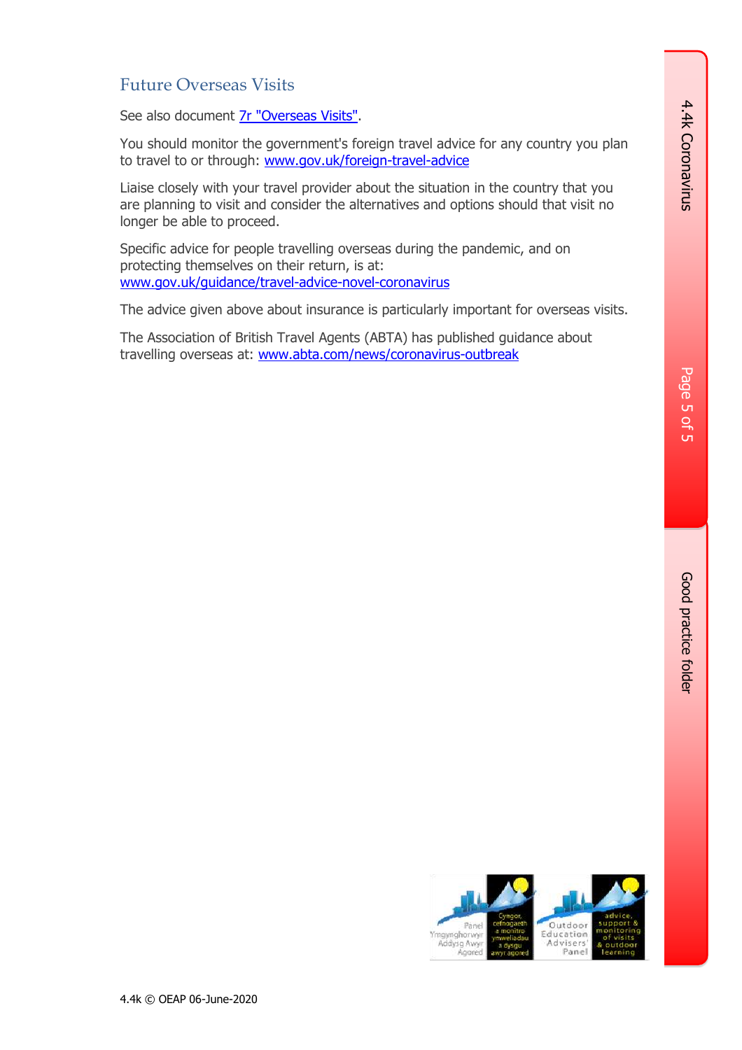## Future Overseas Visits

See also document [7r "Overseas Visits"](7r "Overseas Visits").

You should monitor the government's foreign travel advice for any country you plan to travel to or through: www.gov.uk/foreign-travel-advice

Liaise closely with your travel provider about the situation in the country that you are planning to visit and consider the alternatives and options should that visit no longer be able to proceed.

Specific advice for people travelling overseas during the pandemic, and on protecting themselves on their return, is at: www.gov.uk/guidance/travel-advice-novel-coronavirus

The advice given above about insurance is particularly important for overseas visits.

The Association of British Travel Agents (ABTA) has published guidance about travelling overseas at: www.abta.com/news/coronavirus-outbreak